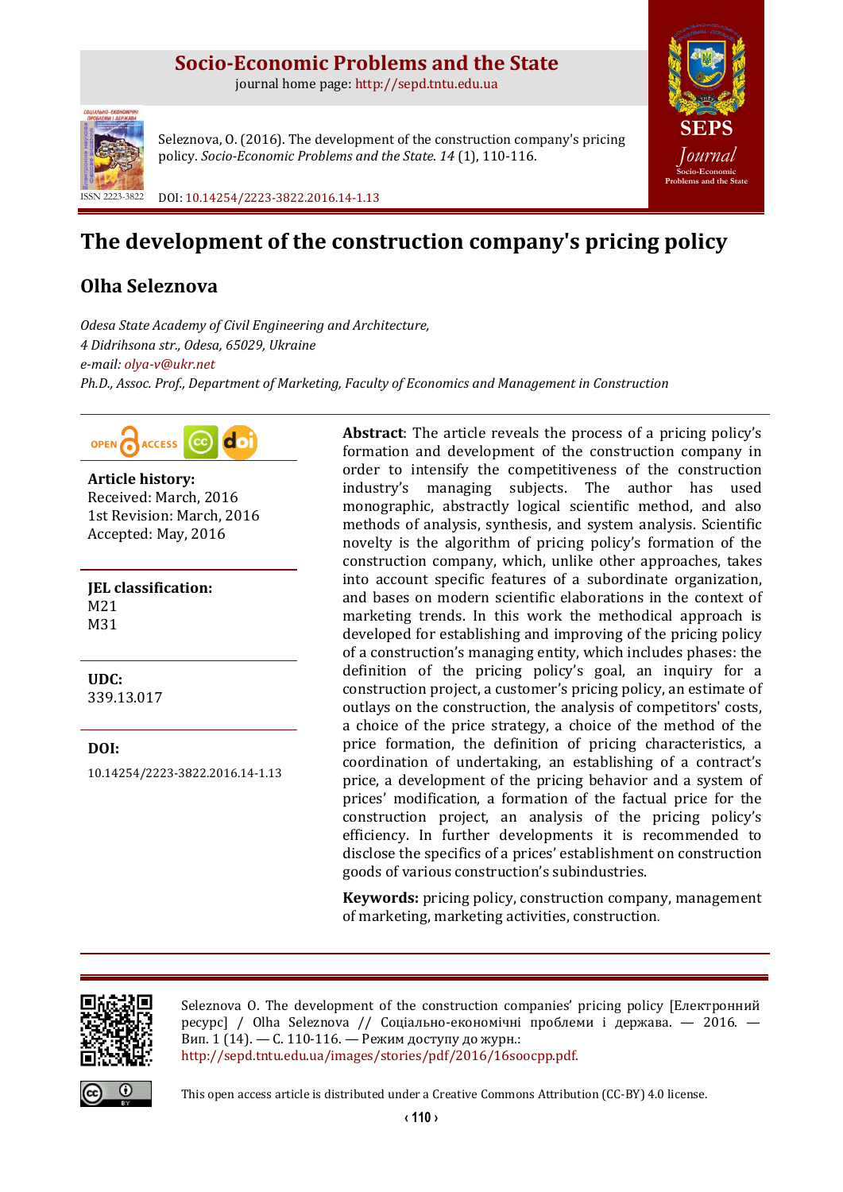# Socio-Economic Problems and the State

journal home page: http://sepd.tntu.edu.ua

Seleznova, O. (2016). The development of the construction company's pricing policy. *Socio-Economic Problems and the State. 14* (1), 110-116.

ISSN 2223-3822

DOI: 10.14254/2223-3822.2016.14-1.13

# The development of the construction company's pricing policy

## Olha Seleznova

*Odesa State Academy of Civil Engineering and Architecture,*
*4 Didrihsona str., Odesa, 65029, Ukraine*
*e-mail: olya-v@ukr.net*
*Ph.D., Assoc. Prof., Department of Marketing, Faculty of Economics and Management in Construction*

**Article history:**
Received: March, 2016
1st Revision: March, 2016
Accepted: May, 2016

**JEL classification:**
M21
M31

**UDC:**
339.13.017

**DOI:**
10.14254/2223-3822.2016.14-1.13

**Abstract**: The article reveals the process of a pricing policy's formation and development of the construction company in order to intensify the competitiveness of the construction industry's managing subjects. The author has used monographic, abstractly logical scientific method, and also methods of analysis, synthesis, and system analysis. Scientific novelty is the algorithm of pricing policy's formation of the construction company, which, unlike other approaches, takes into account specific features of a subordinate organization, and bases on modern scientific elaborations in the context of marketing trends. In this work the methodical approach is developed for establishing and improving of the pricing policy of a construction's managing entity, which includes phases: the definition of the pricing policy's goal, an inquiry for a construction project, a customer's pricing policy, an estimate of outlays on the construction, the analysis of competitors' costs, a choice of the price strategy, a choice of the method of the price formation, the definition of pricing characteristics, a coordination of undertaking, an establishing of a contract's price, a development of the pricing behavior and a system of prices' modification, a formation of the factual price for the construction project, an analysis of the pricing policy's efficiency. In further developments it is recommended to disclose the specifics of a prices' establishment on construction goods of various construction's subindustries.

**Keywords:** pricing policy, construction company, management of marketing, marketing activities, construction.

Seleznova O. The development of the construction companies' pricing policy [Електронний ресурс] / Olha Seleznova // Соціально-економічні проблеми і держава. — 2016. — Вип. 1 (14). — С. 110-116. — Режим доступу до журн.: http://sepd.tntu.edu.ua/images/stories/pdf/2016/16soocpp.pdf.

This open access article is distributed under a Creative Commons Attribution (CC-BY) 4.0 license.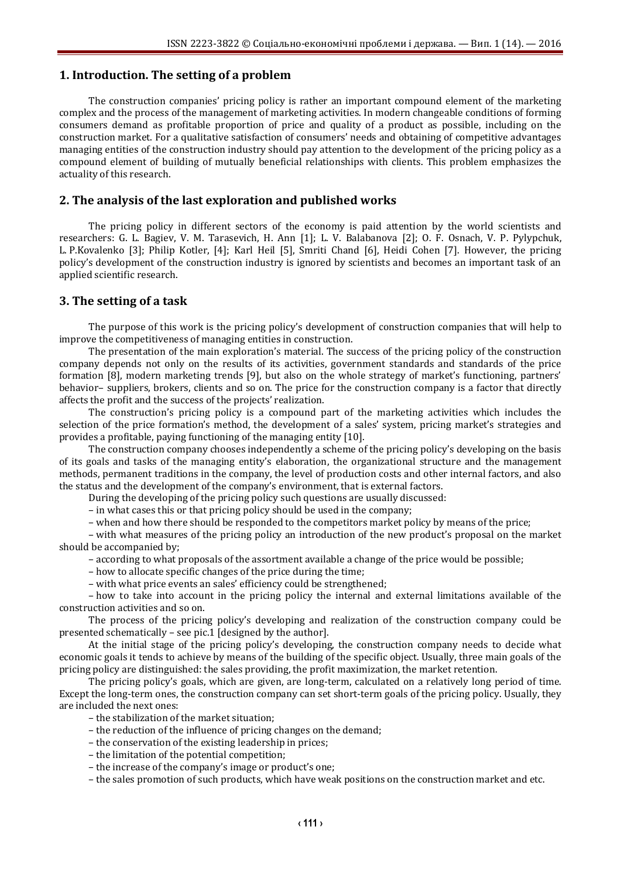## 1. Introduction. The setting of a problem

The construction companies' pricing policy is rather an important compound element of the marketing complex and the process of the management of marketing activities. In modern changeable conditions of forming consumers demand as profitable proportion of price and quality of a product as possible, including on the construction market. For a qualitative satisfaction of consumers' needs and obtaining of competitive advantages managing entities of the construction industry should pay attention to the development of the pricing policy as a compound element of building of mutually beneficial relationships with clients. This problem emphasizes the actuality of this research.

## 2. The analysis of the last exploration and published works

The pricing policy in different sectors of the economy is paid attention by the world scientists and researchers: G. L. Bagiev, V. M. Tarasevich, H. Ann [1]; L. V. Balabanova [2]; O. F. Osnach, V. P. Pylypchuk, L. P.Kovalenko [3]; Philip Kotler, [4]; Karl Heil [5], Smriti Chand [6], Heidi Cohen [7]. However, the pricing policy's development of the construction industry is ignored by scientists and becomes an important task of an applied scientific research.

## 3. The setting of a task

The purpose of this work is the pricing policy's development of construction companies that will help to improve the competitiveness of managing entities in construction.

The presentation of the main exploration's material. The success of the pricing policy of the construction company depends not only on the results of its activities, government standards and standards of the price formation [8], modern marketing trends [9], but also on the whole strategy of market's functioning, partners' behavior– suppliers, brokers, clients and so on. The price for the construction company is a factor that directly affects the profit and the success of the projects' realization.

The construction's pricing policy is a compound part of the marketing activities which includes the selection of the price formation's method, the development of a sales' system, pricing market's strategies and provides a profitable, paying functioning of the managing entity [10].

The construction company chooses independently a scheme of the pricing policy's developing on the basis of its goals and tasks of the managing entity's elaboration, the organizational structure and the management methods, permanent traditions in the company, the level of production costs and other internal factors, and also the status and the development of the company's environment, that is external factors.

During the developing of the pricing policy such questions are usually discussed:

– in what cases this or that pricing policy should be used in the company;

– when and how there should be responded to the competitors market policy by means of the price;

– with what measures of the pricing policy an introduction of the new product's proposal on the market should be accompanied by;

– according to what proposals of the assortment available a change of the price would be possible;

– how to allocate specific changes of the price during the time;

– with what price events an sales' efficiency could be strengthened;

– how to take into account in the pricing policy the internal and external limitations available of the construction activities and so on.

The process of the pricing policy's developing and realization of the construction company could be presented schematically – see pic.1 [designed by the author].

At the initial stage of the pricing policy's developing, the construction company needs to decide what economic goals it tends to achieve by means of the building of the specific object. Usually, three main goals of the pricing policy are distinguished: the sales providing, the profit maximization, the market retention.

The pricing policy's goals, which are given, are long-term, calculated on a relatively long period of time. Except the long-term ones, the construction company can set short-term goals of the pricing policy. Usually, they are included the next ones:

– the stabilization of the market situation;

– the reduction of the influence of pricing changes on the demand;

– the conservation of the existing leadership in prices;

– the limitation of the potential competition;

– the increase of the company's image or product's one;

– the sales promotion of such products, which have weak positions on the construction market and etc.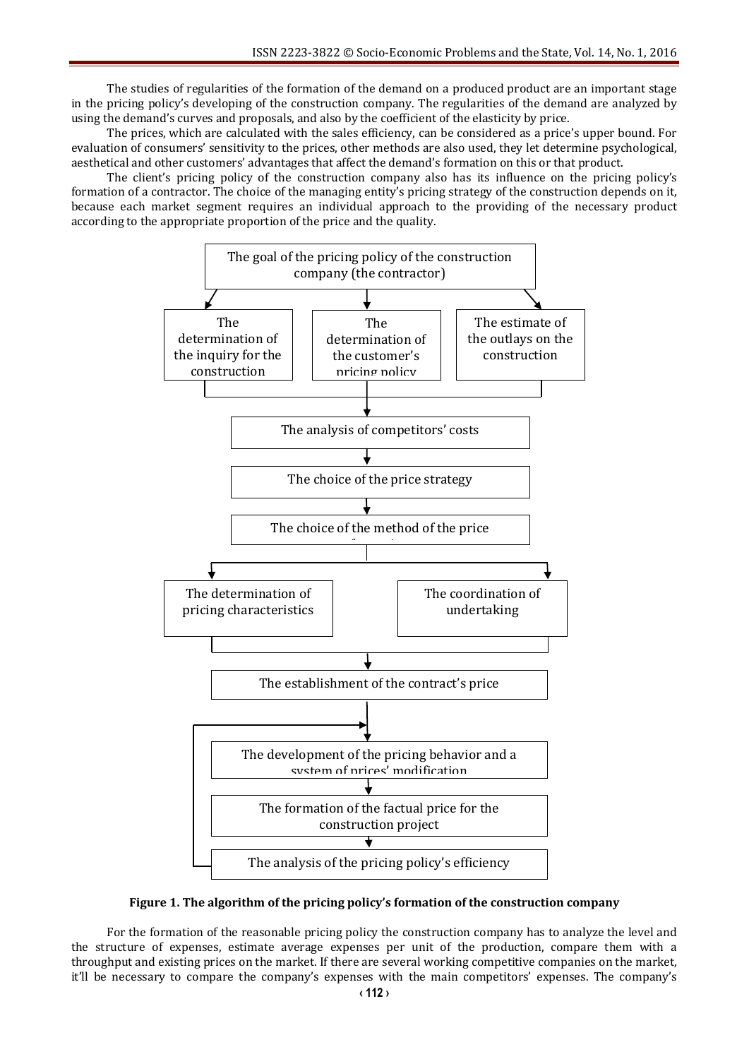The studies of regularities of the formation of the demand on a produced product are an important stage in the pricing policy's developing of the construction company. The regularities of the demand are analyzed by using the demand's curves and proposals, and also by the coefficient of the elasticity by price.

The prices, which are calculated with the sales efficiency, can be considered as a price's upper bound. For evaluation of consumers' sensitivity to the prices, other methods are also used, they let determine psychological, aesthetical and other customers' advantages that affect the demand's formation on this or that product.

The client's pricing policy of the construction company also has its influence on the pricing policy's formation of a contractor. The choice of the managing entity's pricing strategy of the construction depends on it, because each market segment requires an individual approach to the providing of the necessary product according to the appropriate proportion of the price and the quality.

The goal of the pricing policy of the construction company (the contractor)

The determination of the inquiry for the construction

The determination of the customer's pricing policy

The estimate of the outlays on the construction

The analysis of competitors' costs

The choice of the price strategy

The choice of the method of the price formation

The determination of pricing characteristics

The coordination of undertaking

The establishment of the contract's price

The development of the pricing behavior and a system of prices' modification

The formation of the factual price for the construction project

The analysis of the pricing policy's efficiency

**Figure 1. The algorithm of the pricing policy's formation of the construction company**

For the formation of the reasonable pricing policy the construction company has to analyze the level and the structure of expenses, estimate average expenses per unit of the production, compare them with a throughput and existing prices on the market. If there are several working competitive companies on the market, it'll be necessary to compare the company's expenses with the main competitors' expenses. The company's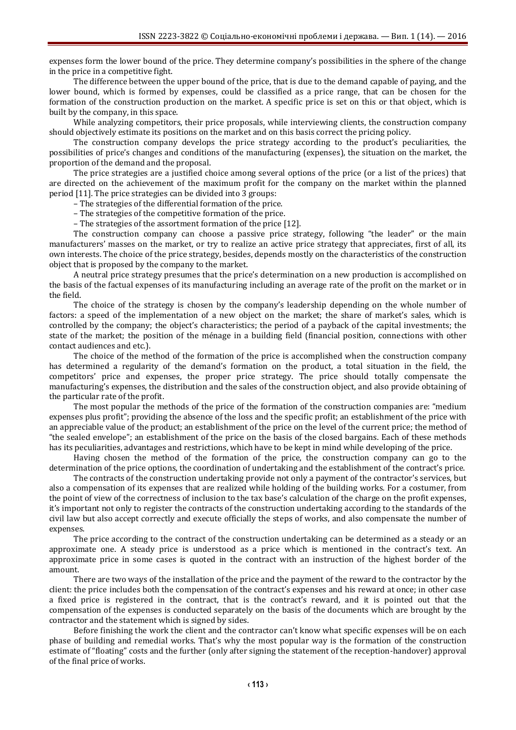expenses form the lower bound of the price. They determine company's possibilities in the sphere of the change in the price in a competitive fight.

The difference between the upper bound of the price, that is due to the demand capable of paying, and the lower bound, which is formed by expenses, could be classified as a price range, that can be chosen for the formation of the construction production on the market. A specific price is set on this or that object, which is built by the company, in this space.

While analyzing competitors, their price proposals, while interviewing clients, the construction company should objectively estimate its positions on the market and on this basis correct the pricing policy.

The construction company develops the price strategy according to the product's peculiarities, the possibilities of price's changes and conditions of the manufacturing (expenses), the situation on the market, the proportion of the demand and the proposal.

The price strategies are a justified choice among several options of the price (or a list of the prices) that are directed on the achievement of the maximum profit for the company on the market within the planned period [11]. The price strategies can be divided into 3 groups:

– The strategies of the differential formation of the price.
– The strategies of the competitive formation of the price.
– The strategies of the assortment formation of the price [12].

The construction company can choose a passive price strategy, following "the leader" or the main manufacturers' masses on the market, or try to realize an active price strategy that appreciates, first of all, its own interests. The choice of the price strategy, besides, depends mostly on the characteristics of the construction object that is proposed by the company to the market.

A neutral price strategy presumes that the price's determination on a new production is accomplished on the basis of the factual expenses of its manufacturing including an average rate of the profit on the market or in the field.

The choice of the strategy is chosen by the company's leadership depending on the whole number of factors: a speed of the implementation of a new object on the market; the share of market's sales, which is controlled by the company; the object's characteristics; the period of a payback of the capital investments; the state of the market; the position of the ménage in a building field (financial position, connections with other contact audiences and etc.).

The choice of the method of the formation of the price is accomplished when the construction company has determined a regularity of the demand's formation on the product, a total situation in the field, the competitors' price and expenses, the proper price strategy. The price should totally compensate the manufacturing's expenses, the distribution and the sales of the construction object, and also provide obtaining of the particular rate of the profit.

The most popular the methods of the price of the formation of the construction companies are: "medium expenses plus profit"; providing the absence of the loss and the specific profit; an establishment of the price with an appreciable value of the product; an establishment of the price on the level of the current price; the method of "the sealed envelope"; an establishment of the price on the basis of the closed bargains. Each of these methods has its peculiarities, advantages and restrictions, which have to be kept in mind while developing of the price.

Having chosen the method of the formation of the price, the construction company can go to the determination of the price options, the coordination of undertaking and the establishment of the contract's price.

The contracts of the construction undertaking provide not only a payment of the contractor's services, but also a compensation of its expenses that are realized while holding of the building works. For a costumer, from the point of view of the correctness of inclusion to the tax base's calculation of the charge on the profit expenses, it's important not only to register the contracts of the construction undertaking according to the standards of the civil law but also accept correctly and execute officially the steps of works, and also compensate the number of expenses.

The price according to the contract of the construction undertaking can be determined as a steady or an approximate one. A steady price is understood as a price which is mentioned in the contract's text. An approximate price in some cases is quoted in the contract with an instruction of the highest border of the amount.

There are two ways of the installation of the price and the payment of the reward to the contractor by the client: the price includes both the compensation of the contract's expenses and his reward at once; in other case a fixed price is registered in the contract, that is the contract's reward, and it is pointed out that the compensation of the expenses is conducted separately on the basis of the documents which are brought by the contractor and the statement which is signed by sides.

Before finishing the work the client and the contractor can't know what specific expenses will be on each phase of building and remedial works. That's why the most popular way is the formation of the construction estimate of "floating" costs and the further (only after signing the statement of the reception-handover) approval of the final price of works.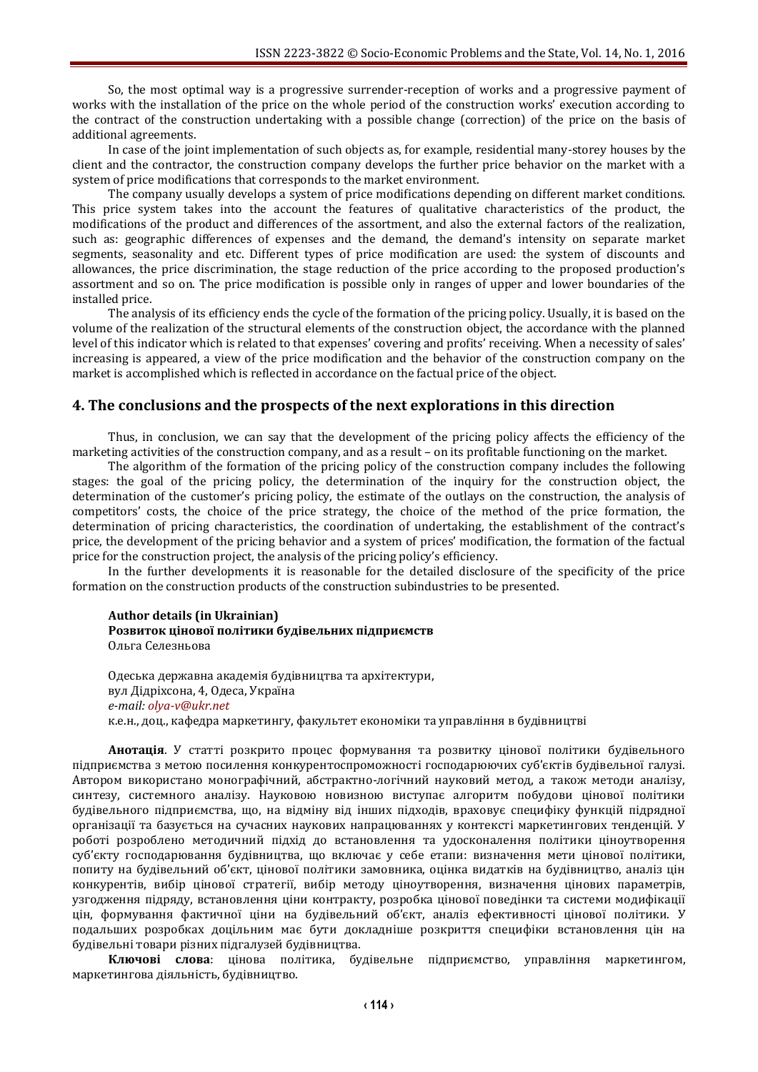So, the most optimal way is a progressive surrender-reception of works and a progressive payment of works with the installation of the price on the whole period of the construction works' execution according to the contract of the construction undertaking with a possible change (correction) of the price on the basis of additional agreements.

In case of the joint implementation of such objects as, for example, residential many-storey houses by the client and the contractor, the construction company develops the further price behavior on the market with a system of price modifications that corresponds to the market environment.

The company usually develops a system of price modifications depending on different market conditions. This price system takes into the account the features of qualitative characteristics of the product, the modifications of the product and differences of the assortment, and also the external factors of the realization, such as: geographic differences of expenses and the demand, the demand's intensity on separate market segments, seasonality and etc. Different types of price modification are used: the system of discounts and allowances, the price discrimination, the stage reduction of the price according to the proposed production's assortment and so on. The price modification is possible only in ranges of upper and lower boundaries of the installed price.

The analysis of its efficiency ends the cycle of the formation of the pricing policy. Usually, it is based on the volume of the realization of the structural elements of the construction object, the accordance with the planned level of this indicator which is related to that expenses' covering and profits' receiving. When a necessity of sales' increasing is appeared, a view of the price modification and the behavior of the construction company on the market is accomplished which is reflected in accordance on the factual price of the object.

## 4. The conclusions and the prospects of the next explorations in this direction

Thus, in conclusion, we can say that the development of the pricing policy affects the efficiency of the marketing activities of the construction company, and as a result – on its profitable functioning on the market.

The algorithm of the formation of the pricing policy of the construction company includes the following stages: the goal of the pricing policy, the determination of the inquiry for the construction object, the determination of the customer's pricing policy, the estimate of the outlays on the construction, the analysis of competitors' costs, the choice of the price strategy, the choice of the method of the price formation, the determination of pricing characteristics, the coordination of undertaking, the establishment of the contract's price, the development of the pricing behavior and a system of prices' modification, the formation of the factual price for the construction project, the analysis of the pricing policy's efficiency.

In the further developments it is reasonable for the detailed disclosure of the specificity of the price formation on the construction products of the construction subindustries to be presented.

**Author details (in Ukrainian)**
**Розвиток цінової політики будівельних підприємств**
Ольга Селезньова

Одеська державна академія будівництва та архітектури,
вул Дідріхсона, 4, Одеса, Україна
*e-mail: olya-v@ukr.net*
к.е.н., доц., кафедра маркетингу, факультет економіки та управління в будівництві

**Анотація**. У статті розкрито процес формування та розвитку цінової політики будівельного підприємства з метою посилення конкурентоспроможності господарюючих суб'єктів будівельної галузі. Автором використано монографічний, абстрактно-логічний науковий метод, а також методи аналізу, синтезу, системного аналізу. Науковою новизною виступає алгоритм побудови цінової політики будівельного підприємства, що, на відміну від інших підходів, враховує специфіку функцій підрядної організації та базується на сучасних наукових напрацюваннях у контексті маркетингових тенденцій. У роботі розроблено методичний підхід до встановлення та удосконалення політики ціноутворення суб'єкту господарювання будівництва, що включає у себе етапи: визначення мети цінової політики, попиту на будівельний об'єкт, цінової політики замовника, оцінка видатків на будівництво, аналіз цін конкурентів, вибір цінової стратегії, вибір методу ціноутворення, визначення цінових параметрів, узгодження підряду, встановлення ціни контракту, розробка цінової поведінки та системи модифікації цін, формування фактичної ціни на будівельний об'єкт, аналіз ефективності цінової політики. У подальших розробках доцільним має бути докладніше розкриття специфіки встановлення цін на будівельні товари різних підгалузей будівництва.

**Ключові слова**: цінова політика, будівельне підприємство, управління маркетингом, маркетингова діяльність, будівництво.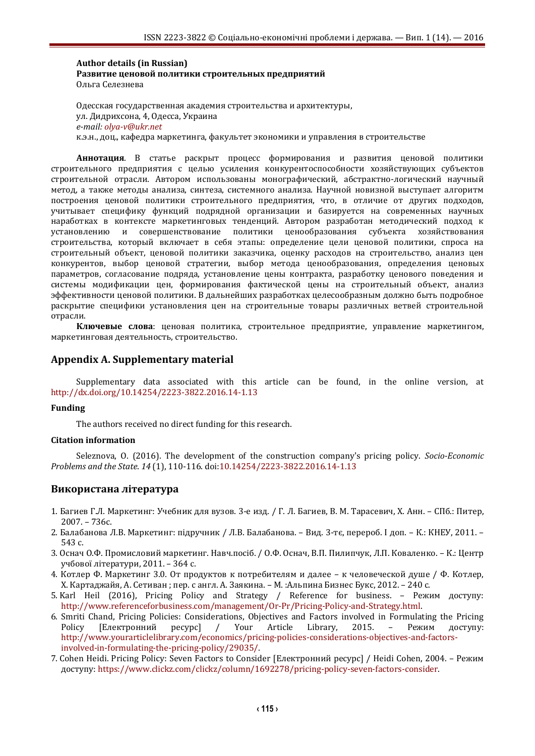**Author details (in Russian)**
**Развитие ценовой политики строительных предприятий**
Ольга Селезнева

Одесская государственная академия строительства и архитектуры,
ул. Дидрихсона, 4, Одесса, Украина
*e-mail: olya-v@ukr.net*
к.э.н., доц., кафедра маркетинга, факультет экономики и управления в строительстве

**Аннотация**. В статье раскрыт процесс формирования и развития ценовой политики строительного предприятия с целью усиления конкурентоспособности хозяйствующих субъектов строительной отрасли. Автором использованы монографический, абстрактно-логический научный метод, а также методы анализа, синтеза, системного анализа. Научной новизной выступает алгоритм построения ценовой политики строительного предприятия, что, в отличие от других подходов, учитывает специфику функций подрядной организации и базируется на современных научных наработках в контексте маркетинговых тенденций. Автором разработан методический подход к установлению и совершенствование политики ценообразования субъекта хозяйствования строительства, который включает в себя этапы: определение цели ценовой политики, спроса на строительный объект, ценовой политики заказчика, оценку расходов на строительство, анализ цен конкурентов, выбор ценовой стратегии, выбор метода ценообразования, определения ценовых параметров, согласование подряда, установление цены контракта, разработку ценового поведения и системы модификации цен, формирования фактической цены на строительный объект, анализ эффективности ценовой политики. В дальнейших разработках целесообразным должно быть подробное раскрытие специфики установления цен на строительные товары различных ветвей строительной отрасли.

**Ключевые слова**: ценовая политика, строительное предприятие, управление маркетингом, маркетинговая деятельность, строительство.

## Appendix A. Supplementary material

Supplementary data associated with this article can be found, in the online version, at http://dx.doi.org/10.14254/2223-3822.2016.14-1.13

### Funding

The authors received no direct funding for this research.

### Citation information

Seleznova, O. (2016). The development of the construction company's pricing policy. *Socio-Economic Problems and the State*. *14* (1), 110-116. doi:10.14254/2223-3822.2016.14-1.13

## Використана література

1. Багиев Г.Л. Маркетинг: Учебник для вузов. 3-е изд. / Г. Л. Багиев, В. М. Тарасевич, Х. Анн. – СПб.: Питер, 2007. – 736с.
2. Балабанова Л.В. Маркетинг: підручник / Л.В. Балабанова. – Вид. 3-тє, перероб. І доп. – К.: КНЕУ, 2011. – 543 с.
3. Оснач О.Ф. Промисловий маркетинг. Навч.посіб. / О.Ф. Оснач, В.П. Пилипчук, Л.П. Коваленко. – К.: Центр учбової літератури, 2011. – 364 с.
4. Котлер Ф. Маркетинг 3.0. От продуктов к потребителям и далее – к человеческой душе / Ф. Котлер, Х. Картаджайя, А. Сетиван ; пер. с англ. А. Заякина. – М. :Альпина Бизнес Букс, 2012. – 240 с.
5. Karl Heil (2016), Pricing Policy and Strategy / Reference for business. – Режим доступу: http://www.referenceforbusiness.com/management/Or-Pr/Pricing-Policy-and-Strategy.html.
6. Smriti Chand, Pricing Policies: Considerations, Objectives and Factors involved in Formulating the Pricing Policy [Електронний ресурс] / Your Article Library, 2015. – Режим доступу: http://www.yourarticlelibrary.com/economics/pricing-policies-considerations-objectives-and-factors-involved-in-formulating-the-pricing-policy/29035/.
7. Cohen Heidi. Pricing Policy: Seven Factors to Consider [Електронний ресурс] / Heidi Cohen, 2004. – Режим доступу: https://www.clickz.com/clickz/column/1692278/pricing-policy-seven-factors-consider.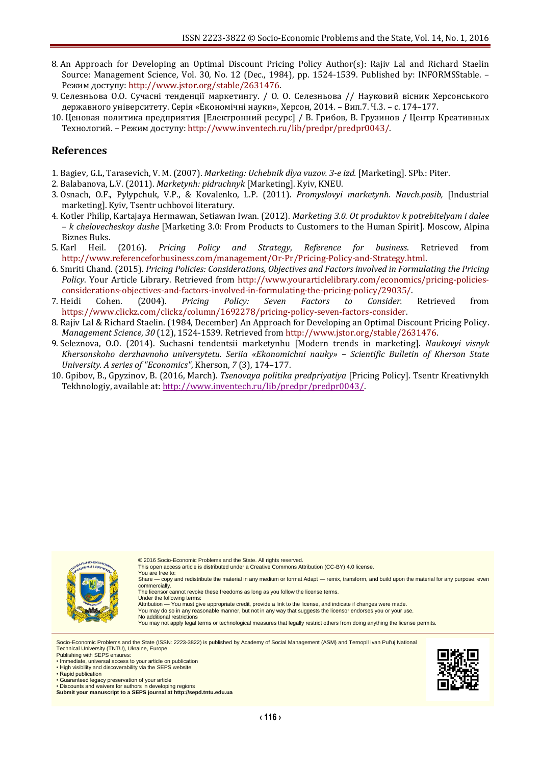8. An Approach for Developing an Optimal Discount Pricing Policy Author(s): Rajiv Lal and Richard Staelin Source: Management Science, Vol. 30, No. 12 (Dec., 1984), pp. 1524-1539. Published by: INFORMSStable. – Режим доступу: http://www.jstor.org/stable/2631476.
9. Селезньова О.О. Сучасні тенденції маркетингу. / О. О. Селезньова // Науковий вісник Херсонського державного університету. Серія «Економічні науки», Херсон, 2014. – Вип.7. Ч.3. – с. 174–177.
10. Ценовая политика предприятия [Електронний ресурс] / В. Грибов, В. Грузинов / Центр Креативных Технологий. – Режим доступу: http://www.inventech.ru/lib/predpr/predpr0043/.

## References

1. Bagiev, G.L, Tarasevich, V. M. (2007). *Marketing: Uchebnik dlya vuzov. 3-e izd.* [Marketing]. SPb.: Piter.
2. Balabanova, L.V. (2011). *Marketynh: pidruchnyk* [Marketing]. Kyiv, KNEU.
3. Osnach, O.F., Pylypchuk, V.P., & Kovalenko, L.P. (2011). *Promyslovyi marketynh. Navch.posib,* [Industrial marketing]. Kyiv, Tsentr uchbovoi literatury.
4. Kotler Philip, Kartajaya Hermawan, Setiawan Iwan. (2012). *Marketing 3.0. Ot produktov k potrebitelyam i dalee – k chelovecheskoy dushe* [Marketing 3.0: From Products to Customers to the Human Spirit]. Moscow, Alpina Biznes Buks.
5. Karl Heil. (2016). *Pricing Policy and Strategy*, *Reference for business*. Retrieved from http://www.referenceforbusiness.com/management/Or-Pr/Pricing-Policy-and-Strategy.html.
6. Smriti Chand. (2015). *Pricing Policies: Considerations, Objectives and Factors involved in Formulating the Pricing Policy*. Your Article Library. Retrieved from http://www.yourarticlelibrary.com/economics/pricing-policies-considerations-objectives-and-factors-involved-in-formulating-the-pricing-policy/29035/.
7. Heidi Cohen. (2004). *Pricing Policy: Seven Factors to Consider.* Retrieved from https://www.clickz.com/clickz/column/1692278/pricing-policy-seven-factors-consider.
8. Rajiv Lal & Richard Staelin. (1984, December) An Approach for Developing an Optimal Discount Pricing Policy. *Management Science*, *30* (12), 1524-1539. Retrieved from http://www.jstor.org/stable/2631476.
9. Seleznova, O.O. (2014). Suchasni tendentsii marketynhu [Modern trends in marketing]. *Naukovyi visnyk Khersonskoho derzhavnoho universytetu. Seriia «Ekonomichni nauky» – Scientific Bulletin of Kherson State University. A series of "Economics"*, Kherson, *7* (3), 174–177.
10. Gpibov, B., Gpyzinov, B. (2016, March). *Tsenovaya politika predpriyatiya* [Pricing Policy]. Tsentr Kreativnykh Tekhnologiy, available at: http://www.inventech.ru/lib/predpr/predpr0043/.

© 2016 Socio-Economic Problems and the State. All rights reserved.
This open access article is distributed under a Creative Commons Attribution (CC-BY) 4.0 license.
You are free to:
Share — copy and redistribute the material in any medium or format Adapt — remix, transform, and build upon the material for any purpose, even commercially.
The licensor cannot revoke these freedoms as long as you follow the license terms.
Under the following terms:
Attribution — You must give appropriate credit, provide a link to the license, and indicate if changes were made.
You may do so in any reasonable manner, but not in any way that suggests the licensor endorses you or your use.
No additional restrictions
You may not apply legal terms or technological measures that legally restrict others from doing anything the license permits.

Socio-Economic Problems and the State (ISSN: 2223-3822) is published by Academy of Social Management (ASM) and Ternopil Ivan Pul'uj National Technical University (TNTU), Ukraine, Europe.
Publishing with SEPS ensures:
- Immediate, universal access to your article on publication
- High visibility and discoverability via the SEPS website
- Rapid publication
- Guaranteed legacy preservation of your article
- Discounts and waivers for authors in developing regions

**Submit your manuscript to a SEPS journal at http://sepd.tntu.edu.ua**